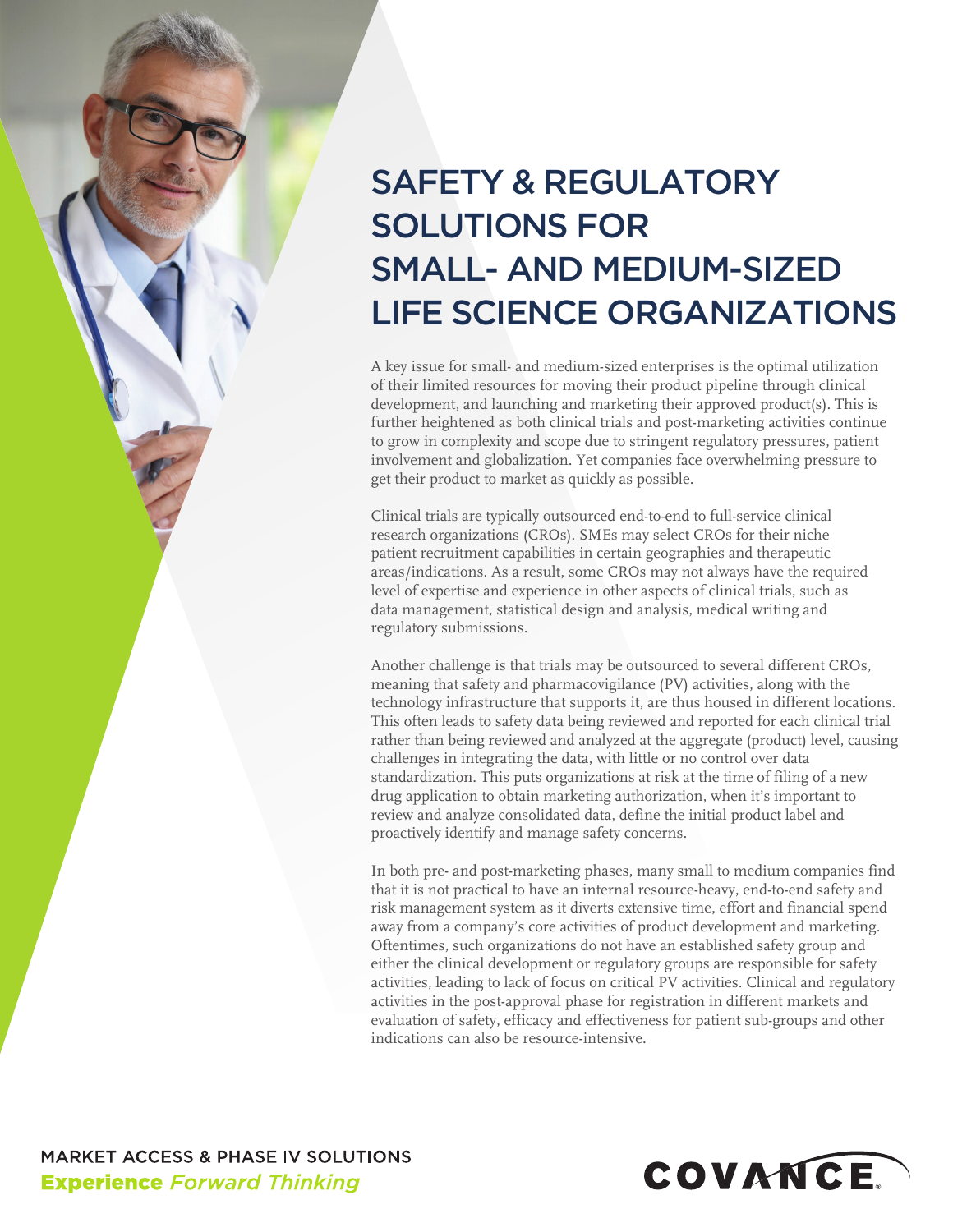# SAFETY & REGULATORY SOLUTIONS FOR SMALL- AND MEDIUM-SIZED LIFE SCIENCE ORGANIZATIONS

A key issue for small- and medium-sized enterprises is the optimal utilization of their limited resources for moving their product pipeline through clinical development, and launching and marketing their approved product(s). This is further heightened as both clinical trials and post-marketing activities continue to grow in complexity and scope due to stringent regulatory pressures, patient involvement and globalization. Yet companies face overwhelming pressure to get their product to market as quickly as possible.

Clinical trials are typically outsourced end-to-end to full-service clinical research organizations (CROs). SMEs may select CROs for their niche patient recruitment capabilities in certain geographies and therapeutic areas/indications. As a result, some CROs may not always have the required level of expertise and experience in other aspects of clinical trials, such as data management, statistical design and analysis, medical writing and regulatory submissions.

Another challenge is that trials may be outsourced to several different CROs, meaning that safety and pharmacovigilance (PV) activities, along with the technology infrastructure that supports it, are thus housed in different locations. This often leads to safety data being reviewed and reported for each clinical trial rather than being reviewed and analyzed at the aggregate (product) level, causing challenges in integrating the data, with little or no control over data standardization. This puts organizations at risk at the time of filing of a new drug application to obtain marketing authorization, when it's important to review and analyze consolidated data, define the initial product label and proactively identify and manage safety concerns.

In both pre- and post-marketing phases, many small to medium companies find that it is not practical to have an internal resource-heavy, end-to-end safety and risk management system as it diverts extensive time, effort and financial spend away from a company's core activities of product development and marketing. Oftentimes, such organizations do not have an established safety group and either the clinical development or regulatory groups are responsible for safety activities, leading to lack of focus on critical PV activities. Clinical and regulatory activities in the post-approval phase for registration in different markets and evaluation of safety, efficacy and effectiveness for patient sub-groups and other indications can also be resource-intensive.

MARKET ACCESS & PHASE IV SOLUTIONS

**Experience** *Forward Thinking*

COVANCE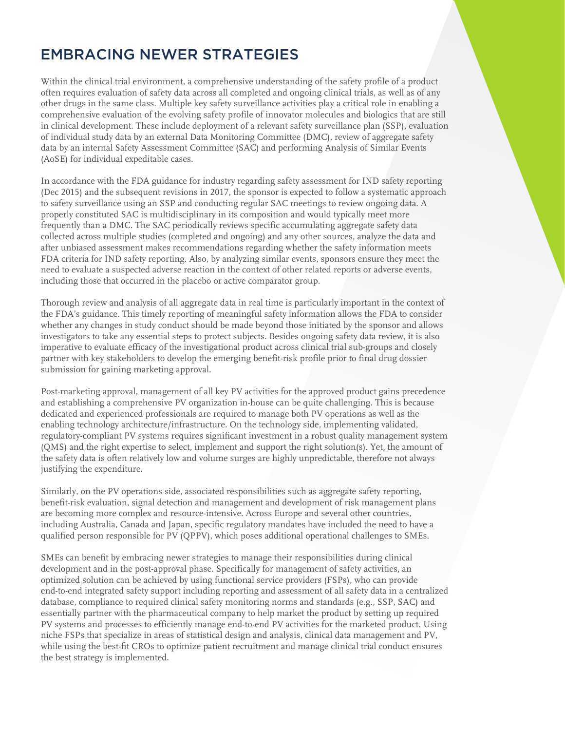## EMBRACING NEWER STRATEGIES

Within the clinical trial environment, a comprehensive understanding of the safety profile of a product often requires evaluation of safety data across all completed and ongoing clinical trials, as well as of any other drugs in the same class. Multiple key safety surveillance activities play a critical role in enabling a comprehensive evaluation of the evolving safety profile of innovator molecules and biologics that are still in clinical development. These include deployment of a relevant safety surveillance plan (SSP), evaluation of individual study data by an external Data Monitoring Committee (DMC), review of aggregate safety data by an internal Safety Assessment Committee (SAC) and performing Analysis of Similar Events (AoSE) for individual expeditable cases.

In accordance with the FDA guidance for industry regarding safety assessment for IND safety reporting (Dec 2015) and the subsequent revisions in 2017, the sponsor is expected to follow a systematic approach to safety surveillance using an SSP and conducting regular SAC meetings to review ongoing data. A properly constituted SAC is multidisciplinary in its composition and would typically meet more frequently than a DMC. The SAC periodically reviews specific accumulating aggregate safety data collected across multiple studies (completed and ongoing) and any other sources, analyze the data and after unbiased assessment makes recommendations regarding whether the safety information meets FDA criteria for IND safety reporting. Also, by analyzing similar events, sponsors ensure they meet the need to evaluate a suspected adverse reaction in the context of other related reports or adverse events, including those that occurred in the placebo or active comparator group.

Thorough review and analysis of all aggregate data in real time is particularly important in the context of the FDA's guidance. This timely reporting of meaningful safety information allows the FDA to consider whether any changes in study conduct should be made beyond those initiated by the sponsor and allows investigators to take any essential steps to protect subjects. Besides ongoing safety data review, it is also imperative to evaluate efficacy of the investigational product across clinical trial sub-groups and closely partner with key stakeholders to develop the emerging benefit-risk profile prior to final drug dossier submission for gaining marketing approval.

Post-marketing approval, management of all key PV activities for the approved product gains precedence and establishing a comprehensive PV organization in-house can be quite challenging. This is because dedicated and experienced professionals are required to manage both PV operations as well as the enabling technology architecture/infrastructure. On the technology side, implementing validated, regulatory-compliant PV systems requires significant investment in a robust quality management system (QMS) and the right expertise to select, implement and support the right solution(s). Yet, the amount of the safety data is often relatively low and volume surges are highly unpredictable, therefore not always justifying the expenditure.

Similarly, on the PV operations side, associated responsibilities such as aggregate safety reporting, benefit-risk evaluation, signal detection and management and development of risk management plans are becoming more complex and resource-intensive. Across Europe and several other countries, including Australia, Canada and Japan, specific regulatory mandates have included the need to have a qualified person responsible for PV (QPPV), which poses additional operational challenges to SMEs.

SMEs can benefit by embracing newer strategies to manage their responsibilities during clinical development and in the post-approval phase. Specifically for management of safety activities, an optimized solution can be achieved by using functional service providers (FSPs), who can provide end-to-end integrated safety support including reporting and assessment of all safety data in a centralized database, compliance to required clinical safety monitoring norms and standards (e.g., SSP, SAC) and essentially partner with the pharmaceutical company to help market the product by setting up required PV systems and processes to efficiently manage end-to-end PV activities for the marketed product. Using niche FSPs that specialize in areas of statistical design and analysis, clinical data management and PV, while using the best-fit CROs to optimize patient recruitment and manage clinical trial conduct ensures the best strategy is implemented.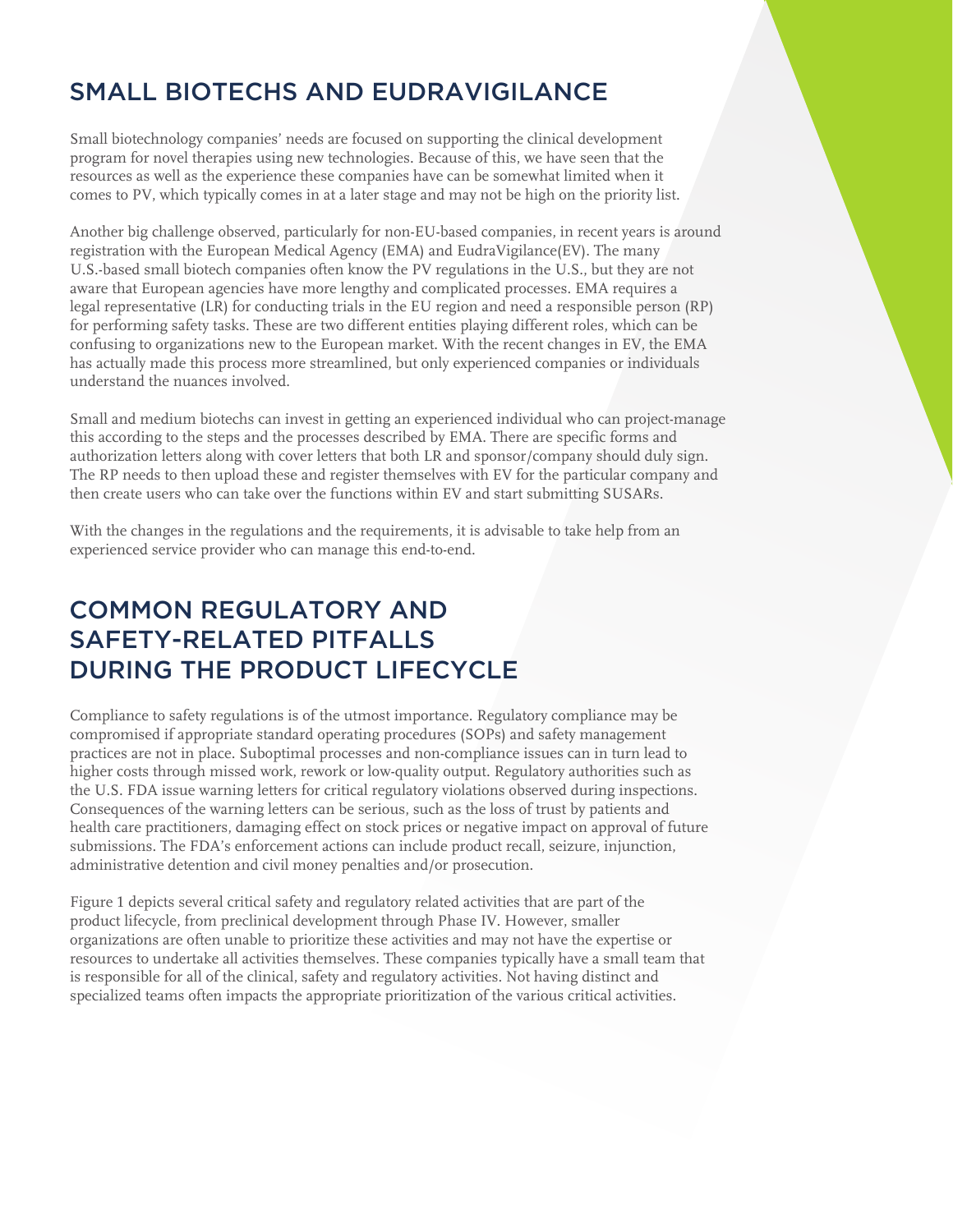## SMALL BIOTECHS AND EUDRAVIGILANCE

Small biotechnology companies' needs are focused on supporting the clinical development program for novel therapies using new technologies. Because of this, we have seen that the resources as well as the experience these companies have can be somewhat limited when it comes to PV, which typically comes in at a later stage and may not be high on the priority list.

Another big challenge observed, particularly for non-EU-based companies, in recent years is around registration with the European Medical Agency (EMA) and EudraVigilance(EV). The many U.S.-based small biotech companies often know the PV regulations in the U.S., but they are not aware that European agencies have more lengthy and complicated processes. EMA requires a legal representative (LR) for conducting trials in the EU region and need a responsible person (RP) for performing safety tasks. These are two different entities playing different roles, which can be confusing to organizations new to the European market. With the recent changes in EV, the EMA has actually made this process more streamlined, but only experienced companies or individuals understand the nuances involved.

Small and medium biotechs can invest in getting an experienced individual who can project-manage this according to the steps and the processes described by EMA. There are specific forms and authorization letters along with cover letters that both LR and sponsor/company should duly sign. The RP needs to then upload these and register themselves with EV for the particular company and then create users who can take over the functions within EV and start submitting SUSARs.

With the changes in the regulations and the requirements, it is advisable to take help from an experienced service provider who can manage this end-to-end.

## COMMON REGULATORY AND SAFETY-RELATED PITFALLS DURING THE PRODUCT LIFECYCLE

Compliance to safety regulations is of the utmost importance. Regulatory compliance may be compromised if appropriate standard operating procedures (SOPs) and safety management practices are not in place. Suboptimal processes and non-compliance issues can in turn lead to higher costs through missed work, rework or low-quality output. Regulatory authorities such as the U.S. FDA issue warning letters for critical regulatory violations observed during inspections. Consequences of the warning letters can be serious, such as the loss of trust by patients and health care practitioners, damaging effect on stock prices or negative impact on approval of future submissions. The FDA's enforcement actions can include product recall, seizure, injunction, administrative detention and civil money penalties and/or prosecution.

Figure 1 depicts several critical safety and regulatory related activities that are part of the product lifecycle, from preclinical development through Phase IV. However, smaller organizations are often unable to prioritize these activities and may not have the expertise or resources to undertake all activities themselves. These companies typically have a small team that is responsible for all of the clinical, safety and regulatory activities. Not having distinct and specialized teams often impacts the appropriate prioritization of the various critical activities.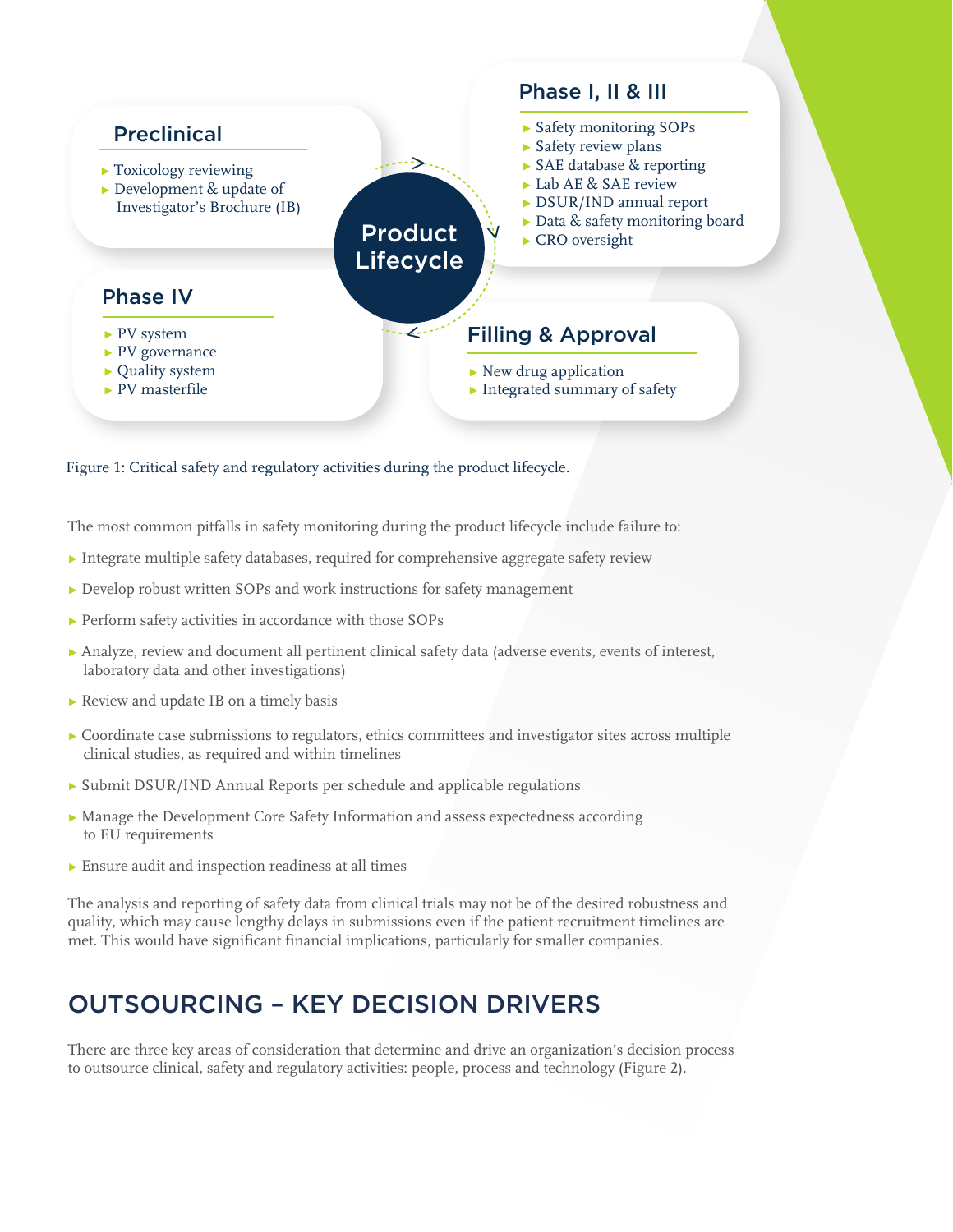### Preclinical

- Toxicology reviewing
- Development & update of Investigator's Brochure (IB)

### Phase I, II & III

- Safety monitoring SOPs
- Safety review plans
- SAE database & reporting
- Lab AE & SAE review
- DSUR/IND annual report
- Data & safety monitoring board
- CRO oversight

**Product Lifecycle**

### Phase IV

- PV system
- PV governance
- Quality system
- PV masterfile

### Filling & Approval

- New drug application
- Integrated summary of safety

Figure 1: Critical safety and regulatory activities during the product lifecycle.

The most common pitfalls in safety monitoring during the product lifecycle include failure to:

- Integrate multiple safety databases, required for comprehensive aggregate safety review
- Develop robust written SOPs and work instructions for safety management
- Perform safety activities in accordance with those SOPs
- Analyze, review and document all pertinent clinical safety data (adverse events, events of interest, laboratory data and other investigations)
- Review and update IB on a timely basis
- Coordinate case submissions to regulators, ethics committees and investigator sites across multiple clinical studies, as required and within timelines
- Submit DSUR/IND Annual Reports per schedule and applicable regulations
- Manage the Development Core Safety Information and assess expectedness according to EU requirements
- Ensure audit and inspection readiness at all times

The analysis and reporting of safety data from clinical trials may not be of the desired robustness and quality, which may cause lengthy delays in submissions even if the patient recruitment timelines are met. This would have significant financial implications, particularly for smaller companies.

## OUTSOURCING – KEY DECISION DRIVERS

There are three key areas of consideration that determine and drive an organization's decision process to outsource clinical, safety and regulatory activities: people, process and technology (Figure 2).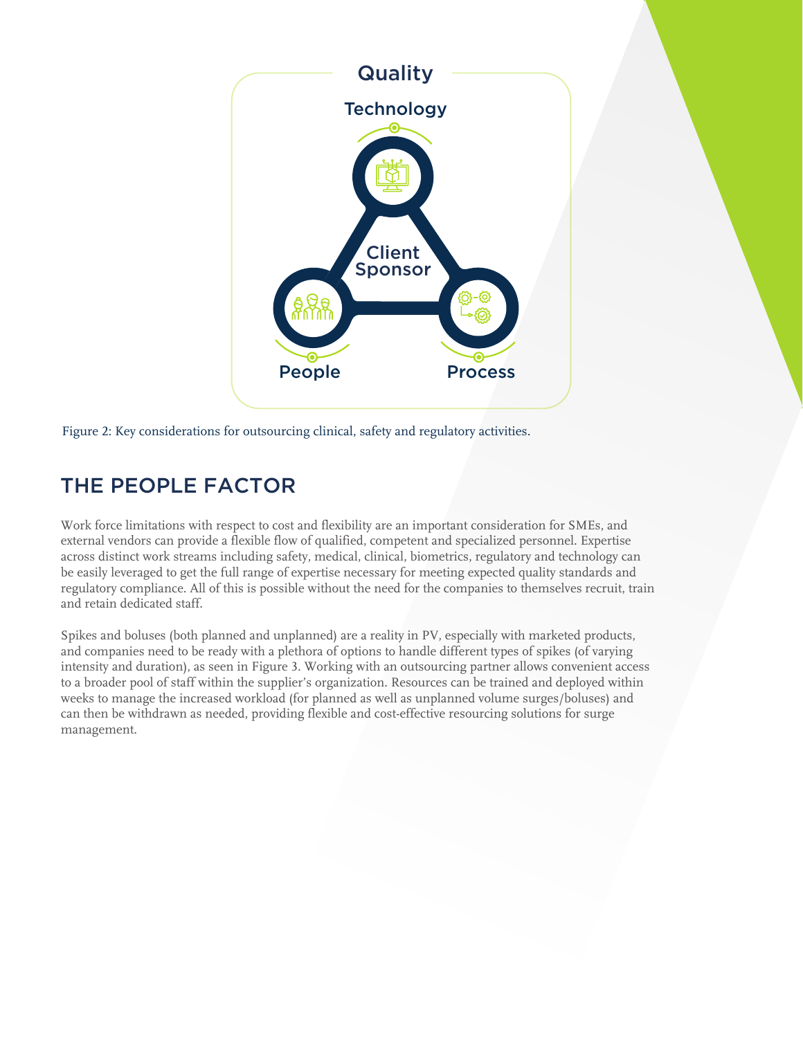Quality

Technology

Client Sponsor

People

Process

Figure 2: Key considerations for outsourcing clinical, safety and regulatory activities.

## THE PEOPLE FACTOR

Work force limitations with respect to cost and flexibility are an important consideration for SMEs, and external vendors can provide a flexible flow of qualified, competent and specialized personnel. Expertise across distinct work streams including safety, medical, clinical, biometrics, regulatory and technology can be easily leveraged to get the full range of expertise necessary for meeting expected quality standards and regulatory compliance. All of this is possible without the need for the companies to themselves recruit, train and retain dedicated staff.

Spikes and boluses (both planned and unplanned) are a reality in PV, especially with marketed products, and companies need to be ready with a plethora of options to handle different types of spikes (of varying intensity and duration), as seen in Figure 3. Working with an outsourcing partner allows convenient access to a broader pool of staff within the supplier's organization. Resources can be trained and deployed within weeks to manage the increased workload (for planned as well as unplanned volume surges/boluses) and can then be withdrawn as needed, providing flexible and cost-effective resourcing solutions for surge management.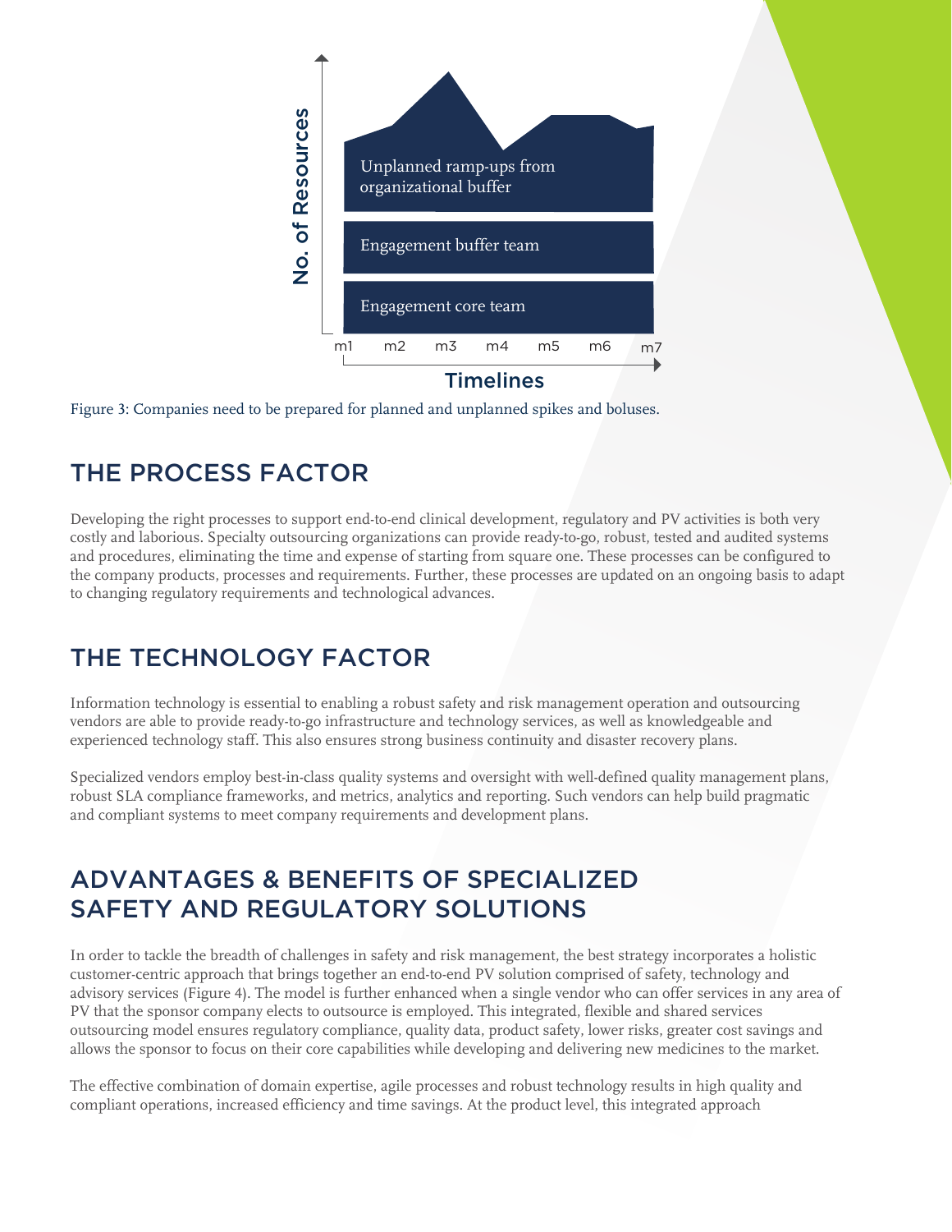No. of Resources

Unplanned ramp-ups from organizational buffer

Engagement buffer team

Engagement core team

m1 m2 m3 m4 m5 m6 m7

Timelines

Figure 3: Companies need to be prepared for planned and unplanned spikes and boluses.

## THE PROCESS FACTOR

Developing the right processes to support end-to-end clinical development, regulatory and PV activities is both very costly and laborious. Specialty outsourcing organizations can provide ready-to-go, robust, tested and audited systems and procedures, eliminating the time and expense of starting from square one. These processes can be configured to the company products, processes and requirements. Further, these processes are updated on an ongoing basis to adapt to changing regulatory requirements and technological advances.

## THE TECHNOLOGY FACTOR

Information technology is essential to enabling a robust safety and risk management operation and outsourcing vendors are able to provide ready-to-go infrastructure and technology services, as well as knowledgeable and experienced technology staff. This also ensures strong business continuity and disaster recovery plans.

Specialized vendors employ best-in-class quality systems and oversight with well-defined quality management plans, robust SLA compliance frameworks, and metrics, analytics and reporting. Such vendors can help build pragmatic and compliant systems to meet company requirements and development plans.

## ADVANTAGES & BENEFITS OF SPECIALIZED SAFETY AND REGULATORY SOLUTIONS

In order to tackle the breadth of challenges in safety and risk management, the best strategy incorporates a holistic customer-centric approach that brings together an end-to-end PV solution comprised of safety, technology and advisory services (Figure 4). The model is further enhanced when a single vendor who can offer services in any area of PV that the sponsor company elects to outsource is employed. This integrated, flexible and shared services outsourcing model ensures regulatory compliance, quality data, product safety, lower risks, greater cost savings and allows the sponsor to focus on their core capabilities while developing and delivering new medicines to the market.

The effective combination of domain expertise, agile processes and robust technology results in high quality and compliant operations, increased efficiency and time savings. At the product level, this integrated approach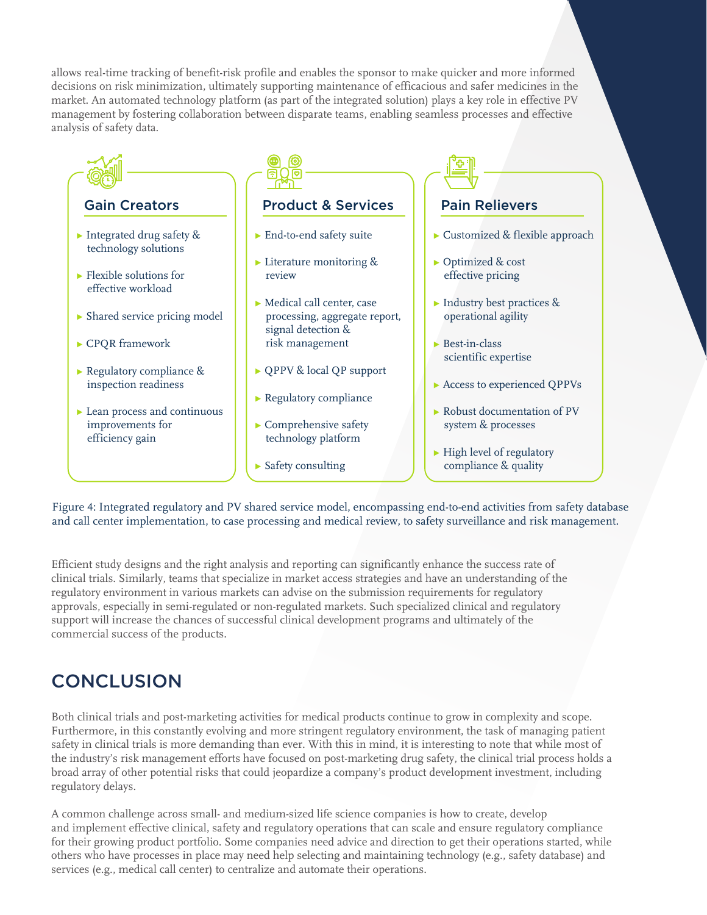allows real-time tracking of benefit-risk profile and enables the sponsor to make quicker and more informed decisions on risk minimization, ultimately supporting maintenance of efficacious and safer medicines in the market. An automated technology platform (as part of the integrated solution) plays a key role in effective PV management by fostering collaboration between disparate teams, enabling seamless processes and effective analysis of safety data.

### Gain Creators

- Integrated drug safety & technology solutions
- Flexible solutions for effective workload
- Shared service pricing model
- CPQR framework
- Regulatory compliance & inspection readiness
- Lean process and continuous improvements for efficiency gain

### Product & Services

- End-to-end safety suite
- Literature monitoring & review
- Medical call center, case processing, aggregate report, signal detection & risk management
- QPPV & local QP support
- Regulatory compliance
- Comprehensive safety technology platform
- Safety consulting

### Pain Relievers

- Customized & flexible approach
- Optimized & cost effective pricing
- Industry best practices & operational agility
- Best-in-class scientific expertise
- Access to experienced QPPVs
- Robust documentation of PV system & processes
- High level of regulatory compliance & quality

Figure 4: Integrated regulatory and PV shared service model, encompassing end-to-end activities from safety database and call center implementation, to case processing and medical review, to safety surveillance and risk management.

Efficient study designs and the right analysis and reporting can significantly enhance the success rate of clinical trials. Similarly, teams that specialize in market access strategies and have an understanding of the regulatory environment in various markets can advise on the submission requirements for regulatory approvals, especially in semi-regulated or non-regulated markets. Such specialized clinical and regulatory support will increase the chances of successful clinical development programs and ultimately of the commercial success of the products.

## CONCLUSION

Both clinical trials and post-marketing activities for medical products continue to grow in complexity and scope. Furthermore, in this constantly evolving and more stringent regulatory environment, the task of managing patient safety in clinical trials is more demanding than ever. With this in mind, it is interesting to note that while most of the industry's risk management efforts have focused on post-marketing drug safety, the clinical trial process holds a broad array of other potential risks that could jeopardize a company's product development investment, including regulatory delays.

A common challenge across small- and medium-sized life science companies is how to create, develop and implement effective clinical, safety and regulatory operations that can scale and ensure regulatory compliance for their growing product portfolio. Some companies need advice and direction to get their operations started, while others who have processes in place may need help selecting and maintaining technology (e.g., safety database) and services (e.g., medical call center) to centralize and automate their operations.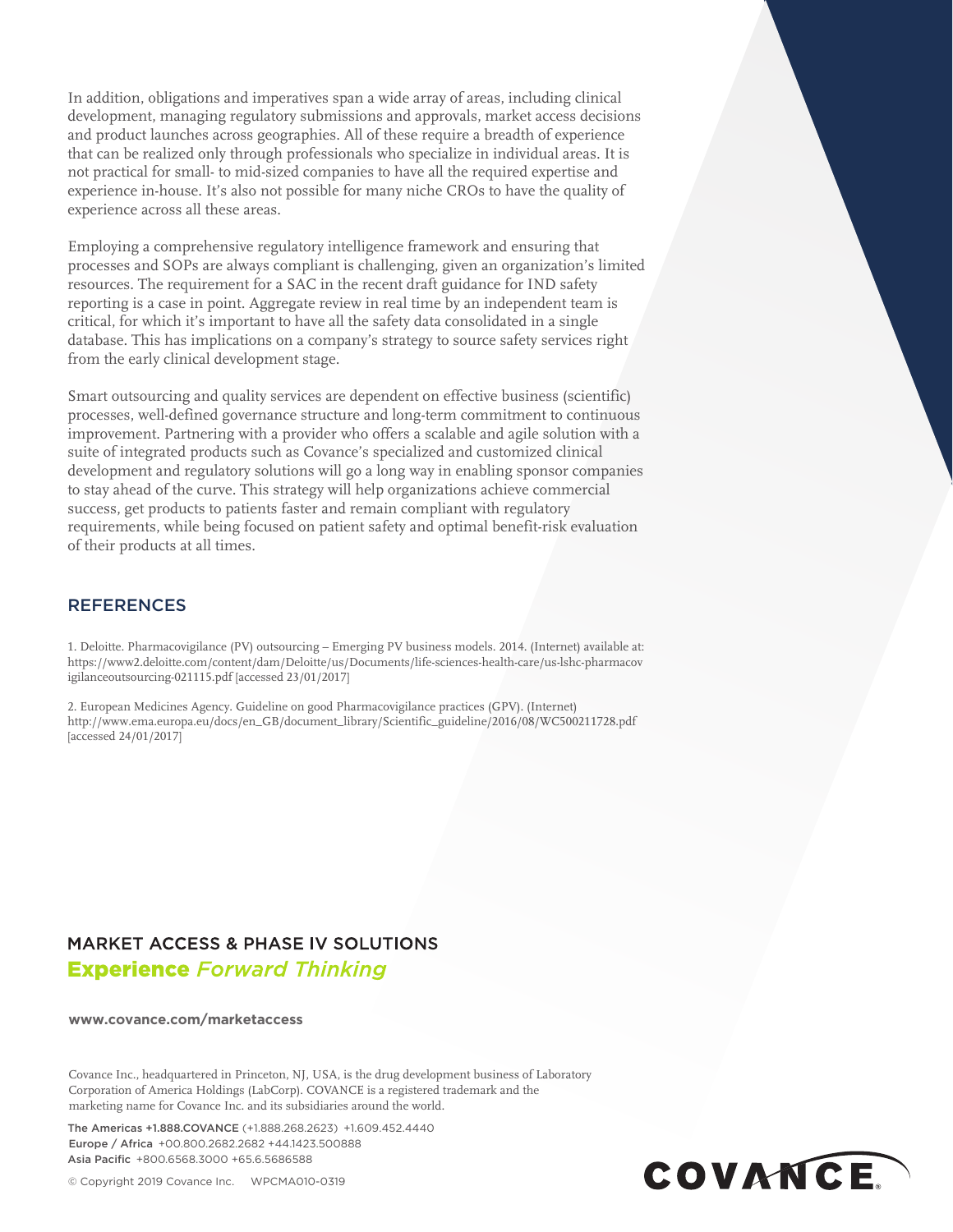In addition, obligations and imperatives span a wide array of areas, including clinical development, managing regulatory submissions and approvals, market access decisions and product launches across geographies. All of these require a breadth of experience that can be realized only through professionals who specialize in individual areas. It is not practical for small- to mid-sized companies to have all the required expertise and experience in-house. It's also not possible for many niche CROs to have the quality of experience across all these areas.

Employing a comprehensive regulatory intelligence framework and ensuring that processes and SOPs are always compliant is challenging, given an organization's limited resources. The requirement for a SAC in the recent draft guidance for IND safety reporting is a case in point. Aggregate review in real time by an independent team is critical, for which it's important to have all the safety data consolidated in a single database. This has implications on a company's strategy to source safety services right from the early clinical development stage.

Smart outsourcing and quality services are dependent on effective business (scientific) processes, well-defined governance structure and long-term commitment to continuous improvement. Partnering with a provider who offers a scalable and agile solution with a suite of integrated products such as Covance's specialized and customized clinical development and regulatory solutions will go a long way in enabling sponsor companies to stay ahead of the curve. This strategy will help organizations achieve commercial success, get products to patients faster and remain compliant with regulatory requirements, while being focused on patient safety and optimal benefit-risk evaluation of their products at all times.

## REFERENCES

1. Deloitte. Pharmacovigilance (PV) outsourcing – Emerging PV business models. 2014. (Internet) available at: https://www2.deloitte.com/content/dam/Deloitte/us/Documents/life-sciences-health-care/us-lshc-pharmacovigilanceoutsourcing-021115.pdf [accessed 23/01/2017]

2. European Medicines Agency. Guideline on good Pharmacovigilance practices (GPV). (Internet) http://www.ema.europa.eu/docs/en_GB/document_library/Scientific_guideline/2016/08/WC500211728.pdf [accessed 24/01/2017]

MARKET ACCESS & PHASE IV SOLUTIONS

**Experience** *Forward Thinking*

**www.covance.com/marketaccess**

Covance Inc., headquartered in Princeton, NJ, USA, is the drug development business of Laboratory Corporation of America Holdings (LabCorp). COVANCE is a registered trademark and the marketing name for Covance Inc. and its subsidiaries around the world.

The Americas +1.888.COVANCE (+1.888.268.2623) +1.609.452.4440
Europe / Africa +00.800.2682.2682 +44.1423.500888
Asia Pacific +800.6568.3000 +65.6.5686588

© Copyright 2019 Covance Inc. WPCMA010-0319

COVANCE.